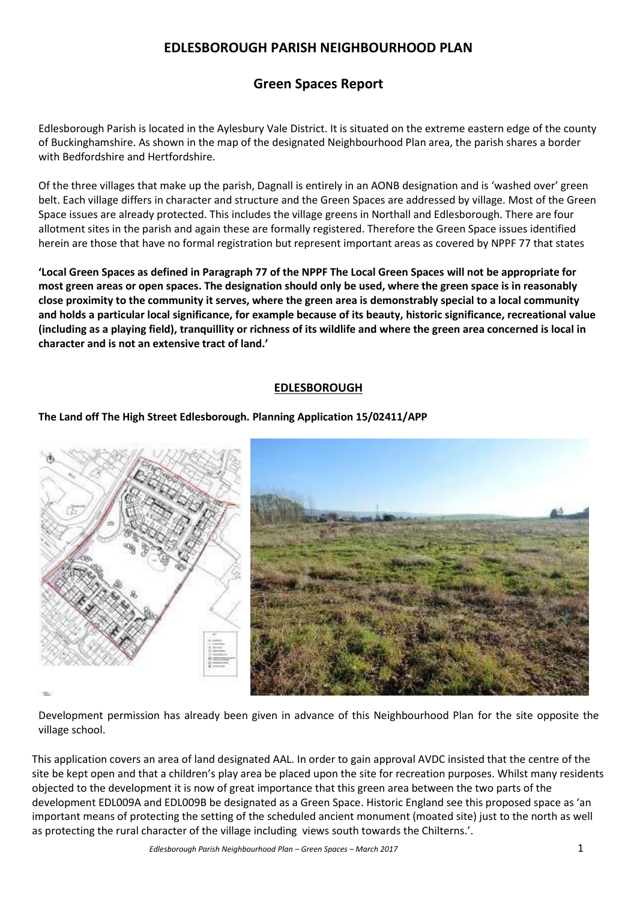# EDLESBOROUGH PARISH NEIGHBOURHOOD PLAN

## Green Spaces Report

Edlesborough Parish is located in the Aylesbury Vale District. It is situated on the extreme eastern edge of the county of Buckinghamshire. As shown in the map of the designated Neighbourhood Plan area, the parish shares a border with Bedfordshire and Hertfordshire.

Of the three villages that make up the parish, Dagnall is entirely in an AONB designation and is 'washed over' green belt. Each village differs in character and structure and the Green Spaces are addressed by village. Most of the Green Space issues are already protected. This includes the village greens in Northall and Edlesborough. There are four allotment sites in the parish and again these are formally registered. Therefore the Green Space issues identified herein are those that have no formal registration but represent important areas as covered by NPPF 77 that states

**'Local Green Spaces as defined in Paragraph 77 of the NPPF The Local Green Spaces will not be appropriate for most green areas or open spaces. The designation should only be used, where the green space is in reasonably close proximity to the community it serves, where the green area is demonstrably special to a local community and holds a particular local significance, for example because of its beauty, historic significance, recreational value (including as a playing field), tranquillity or richness of its wildlife and where the green area concerned is local in character and is not an extensive tract of land.'**

### EDLESBOROUGH

**The Land off The High Street Edlesborough. Planning Application 15/02411/APP**

Development permission has already been given in advance of this Neighbourhood Plan for the site opposite the village school.

This application covers an area of land designated AAL. In order to gain approval AVDC insisted that the centre of the site be kept open and that a children's play area be placed upon the site for recreation purposes. Whilst many residents objected to the development it is now of great importance that this green area between the two parts of the development EDL009A and EDL009B be designated as a Green Space. Historic England see this proposed space as 'an important means of protecting the setting of the scheduled ancient monument (moated site) just to the north as well as protecting the rural character of the village including views south towards the Chilterns.'.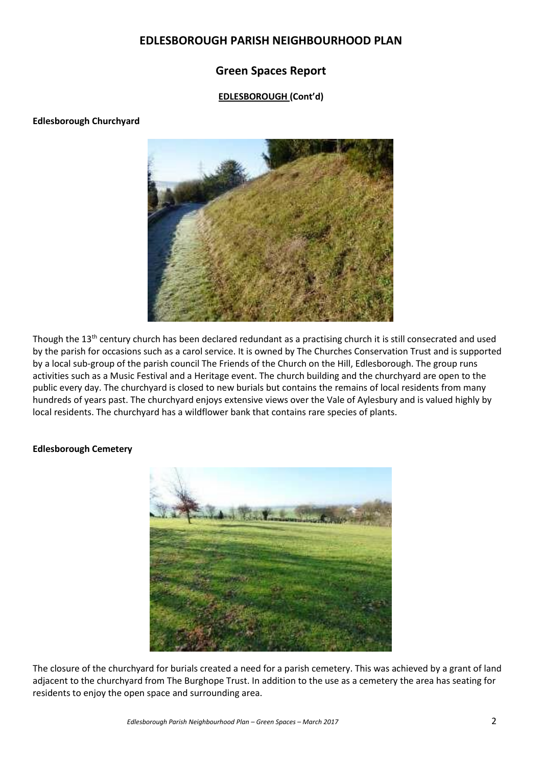# EDLESBOROUGH PARISH NEIGHBOURHOOD PLAN

## Green Spaces Report

**EDLESBOROUGH (Cont'd)**

**Edlesborough Churchyard**

Though the 13th century church has been declared redundant as a practising church it is still consecrated and used by the parish for occasions such as a carol service. It is owned by The Churches Conservation Trust and is supported by a local sub-group of the parish council The Friends of the Church on the Hill, Edlesborough. The group runs activities such as a Music Festival and a Heritage event. The church building and the churchyard are open to the public every day. The churchyard is closed to new burials but contains the remains of local residents from many hundreds of years past. The churchyard enjoys extensive views over the Vale of Aylesbury and is valued highly by local residents. The churchyard has a wildflower bank that contains rare species of plants.

**Edlesborough Cemetery**

The closure of the churchyard for burials created a need for a parish cemetery. This was achieved by a grant of land adjacent to the churchyard from The Burghope Trust. In addition to the use as a cemetery the area has seating for residents to enjoy the open space and surrounding area.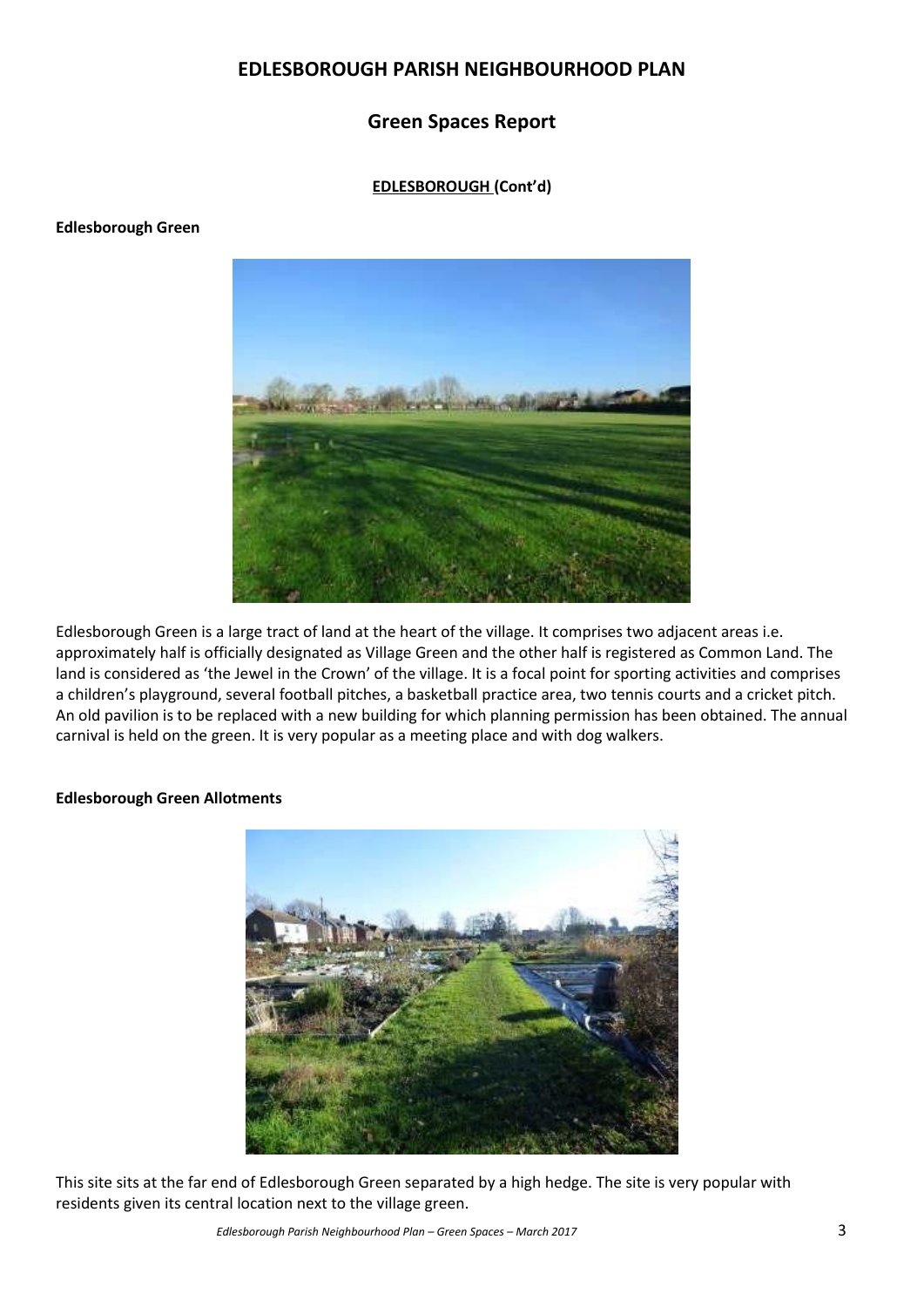# EDLESBOROUGH PARISH NEIGHBOURHOOD PLAN

## Green Spaces Report

**EDLESBOROUGH (Cont'd)**

**Edlesborough Green**

Edlesborough Green is a large tract of land at the heart of the village. It comprises two adjacent areas i.e. approximately half is officially designated as Village Green and the other half is registered as Common Land. The land is considered as 'the Jewel in the Crown' of the village. It is a focal point for sporting activities and comprises a children's playground, several football pitches, a basketball practice area, two tennis courts and a cricket pitch. An old pavilion is to be replaced with a new building for which planning permission has been obtained. The annual carnival is held on the green. It is very popular as a meeting place and with dog walkers.

**Edlesborough Green Allotments**

This site sits at the far end of Edlesborough Green separated by a high hedge. The site is very popular with residents given its central location next to the village green.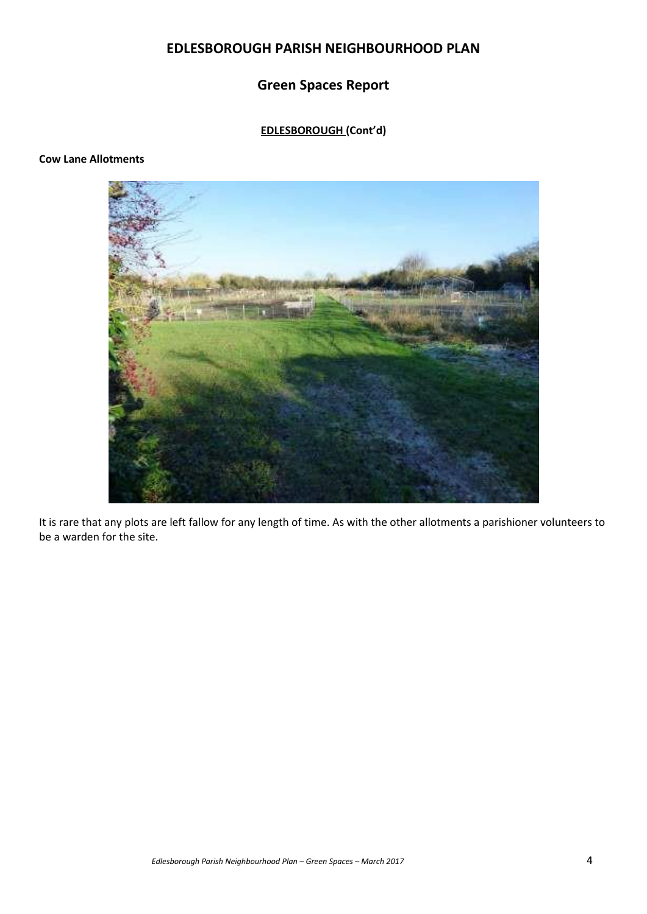# EDLESBOROUGH PARISH NEIGHBOURHOOD PLAN

## Green Spaces Report

**EDLESBOROUGH (Cont'd)**

**Cow Lane Allotments**

It is rare that any plots are left fallow for any length of time. As with the other allotments a parishioner volunteers to be a warden for the site.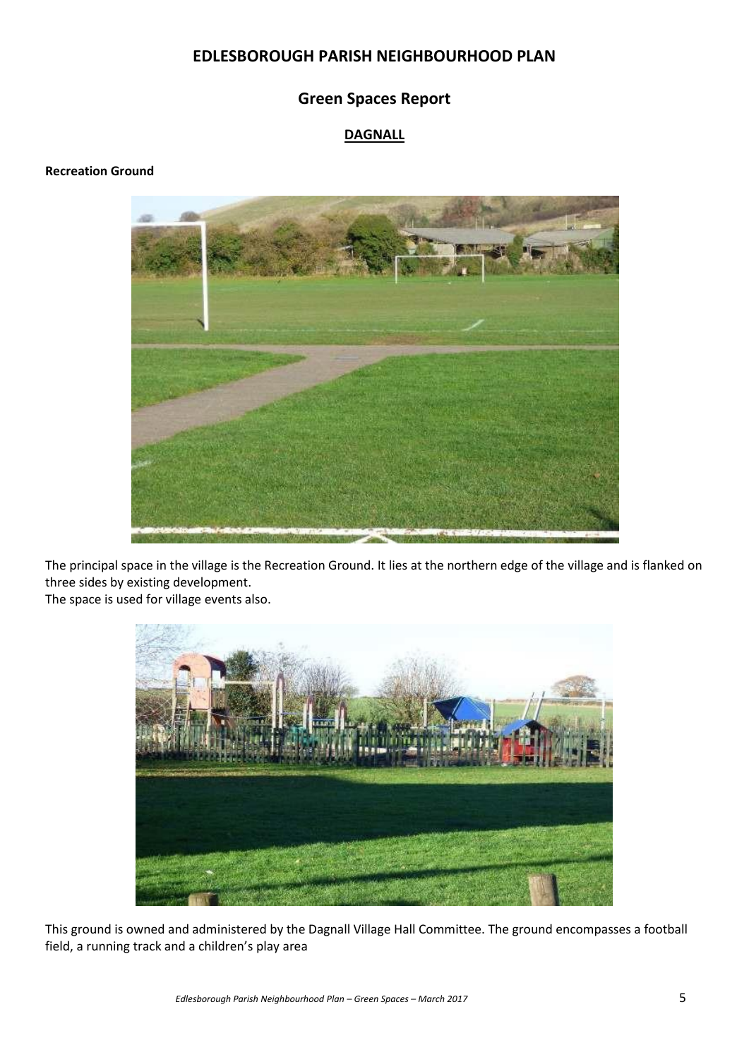# EDLESBOROUGH PARISH NEIGHBOURHOOD PLAN

## Green Spaces Report

### DAGNALL

**Recreation Ground**

The principal space in the village is the Recreation Ground. It lies at the northern edge of the village and is flanked on three sides by existing development.
The space is used for village events also.

This ground is owned and administered by the Dagnall Village Hall Committee. The ground encompasses a football field, a running track and a children's play area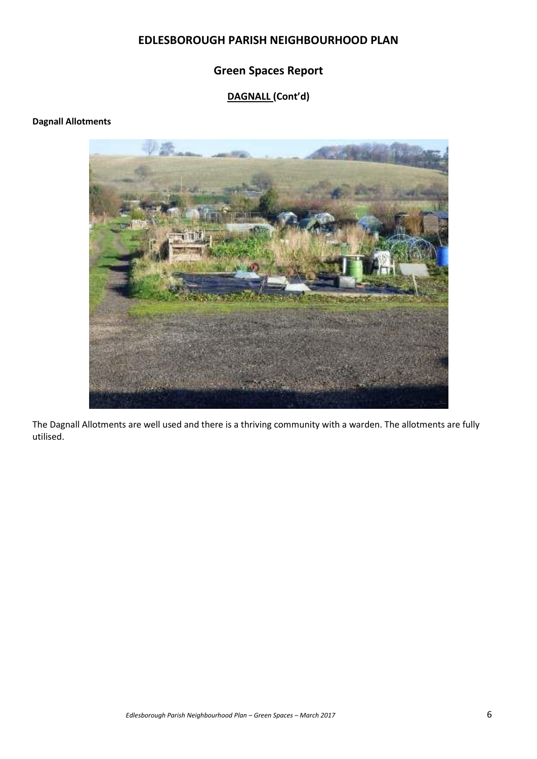# EDLESBOROUGH PARISH NEIGHBOURHOOD PLAN

## Green Spaces Report

### DAGNALL (Cont'd)

**Dagnall Allotments**

The Dagnall Allotments are well used and there is a thriving community with a warden. The allotments are fully utilised.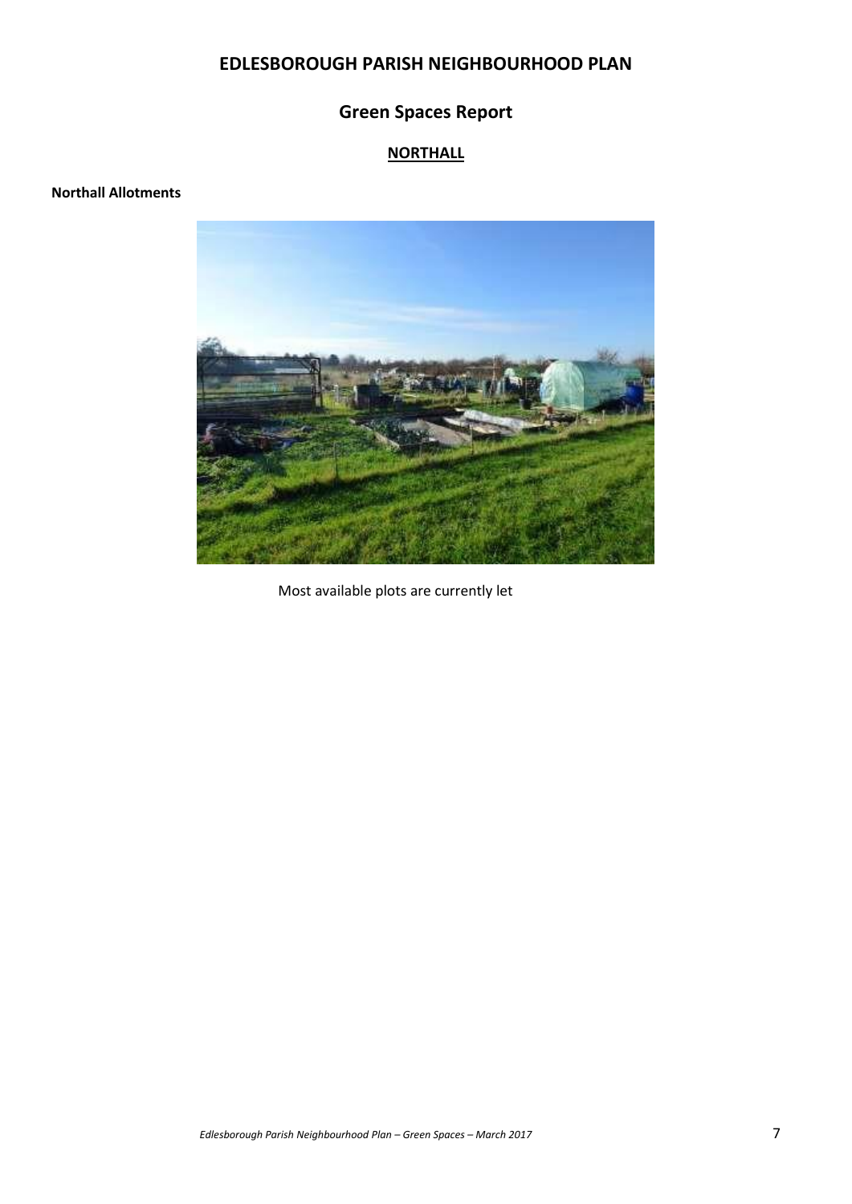# EDLESBOROUGH PARISH NEIGHBOURHOOD PLAN

## Green Spaces Report

### NORTHALL

**Northall Allotments**

Most available plots are currently let